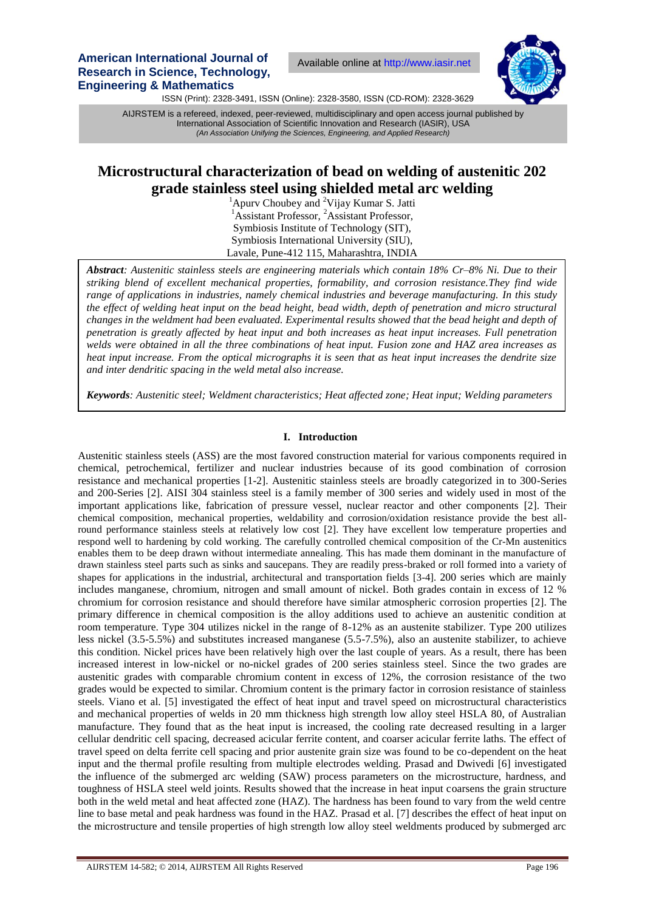**American International Journal of Research in Science, Technology, Engineering & Mathematics**

Available online at http://www.iasir.net

ISSN (Print): 2328-3491, ISSN (Online): 2328-3580, ISSN (CD-ROM): 2328-3629

AIJRSTEM is a refereed, indexed, peer-reviewed, multidisciplinary and open access journal published by International Association of Scientific Innovation and Research (IASIR), USA
*(An Association Unifying the Sciences, Engineering, and Applied Research)*

# Microstructural characterization of bead on welding of austenitic 202 grade stainless steel using shielded metal arc welding

[1]Apurv Choubey and [2]Vijay Kumar S. Jatti
[1]Assistant Professor, [2]Assistant Professor,
Symbiosis Institute of Technology (SIT),
Symbiosis International University (SIU),
Lavale, Pune-412 115, Maharashtra, INDIA

***Abstract**: Austenitic stainless steels are engineering materials which contain 18% Cr–8% Ni. Due to their striking blend of excellent mechanical properties, formability, and corrosion resistance.They find wide range of applications in industries, namely chemical industries and beverage manufacturing. In this study the effect of welding heat input on the bead height, bead width, depth of penetration and micro structural changes in the weldment had been evaluated. Experimental results showed that the bead height and depth of penetration is greatly affected by heat input and both increases as heat input increases. Full penetration welds were obtained in all the three combinations of heat input. Fusion zone and HAZ area increases as heat input increase. From the optical micrographs it is seen that as heat input increases the dendrite size and inter dendritic spacing in the weld metal also increase.*

***Keywords**: Austenitic steel; Weldment characteristics; Heat affected zone; Heat input; Welding parameters*

## I. Introduction

Austenitic stainless steels (ASS) are the most favored construction material for various components required in chemical, petrochemical, fertilizer and nuclear industries because of its good combination of corrosion resistance and mechanical properties [1-2]. Austenitic stainless steels are broadly categorized in to 300-Series and 200-Series [2]. AISI 304 stainless steel is a family member of 300 series and widely used in most of the important applications like, fabrication of pressure vessel, nuclear reactor and other components [2]. Their chemical composition, mechanical properties, weldability and corrosion/oxidation resistance provide the best all-round performance stainless steels at relatively low cost [2]. They have excellent low temperature properties and respond well to hardening by cold working. The carefully controlled chemical composition of the Cr-Mn austenitics enables them to be deep drawn without intermediate annealing. This has made them dominant in the manufacture of drawn stainless steel parts such as sinks and saucepans. They are readily press-braked or roll formed into a variety of shapes for applications in the industrial, architectural and transportation fields [3-4]. 200 series which are mainly includes manganese, chromium, nitrogen and small amount of nickel. Both grades contain in excess of 12 % chromium for corrosion resistance and should therefore have similar atmospheric corrosion properties [2]. The primary difference in chemical composition is the alloy additions used to achieve an austenitic condition at room temperature. Type 304 utilizes nickel in the range of 8-12% as an austenite stabilizer. Type 200 utilizes less nickel (3.5-5.5%) and substitutes increased manganese (5.5-7.5%), also an austenite stabilizer, to achieve this condition. Nickel prices have been relatively high over the last couple of years. As a result, there has been increased interest in low-nickel or non-nickel grades of 200 series stainless steel. Since the two grades are austenitic grades with comparable chromium content in excess of 12%, the corrosion resistance of the two grades would be expected to similar. Chromium content is the primary factor in corrosion resistance of stainless steels. Viano et al. [5] investigated the effect of heat input and travel speed on microstructural characteristics and mechanical properties of welds in 20 mm thickness high strength low alloy steel HSLA 80, of Australian manufacture. They found that as the heat input is increased, the cooling rate decreased resulting in a larger cellular dendritic cell spacing, decreased acicular ferrite content, and coarser acicular ferrite laths. The effect of travel speed on delta ferrite cell spacing and prior austenite grain size was found to be co-dependent on the heat input and the thermal profile resulting from multiple electrodes welding. Prasad and Dwivedi [6] investigated the influence of the submerged arc welding (SAW) process parameters on the microstructure, hardness, and toughness of HSLA steel weld joints. Results showed that the increase in heat input coarsens the grain structure both in the weld metal and heat affected zone (HAZ). The hardness has been found to vary from the weld centre line to base metal and peak hardness was found in the HAZ. Prasad et al. [7] describes the effect of heat input on the microstructure and tensile properties of high strength low alloy steel weldments produced by submerged arc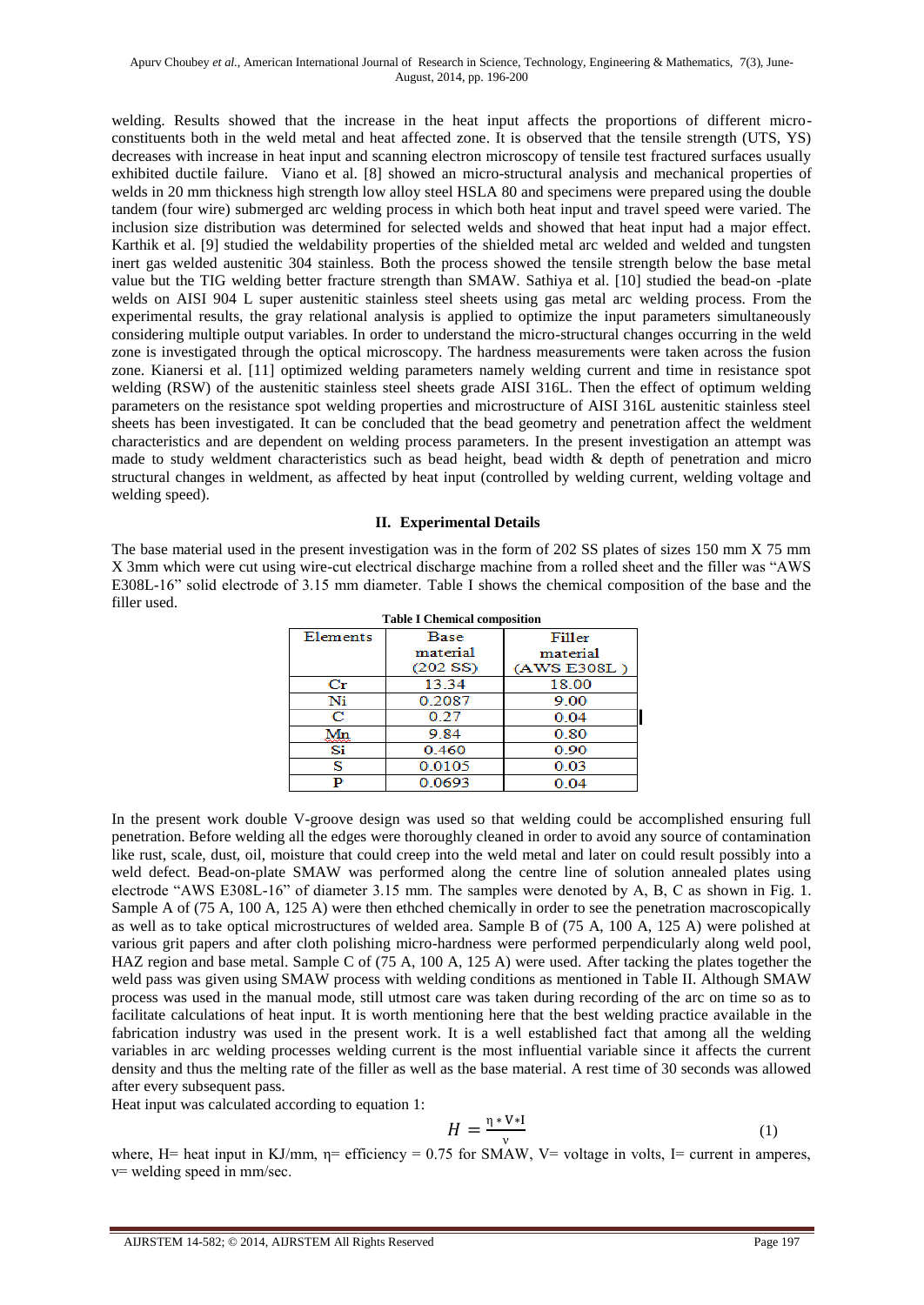welding. Results showed that the increase in the heat input affects the proportions of different micro-constituents both in the weld metal and heat affected zone. It is observed that the tensile strength (UTS, YS) decreases with increase in heat input and scanning electron microscopy of tensile test fractured surfaces usually exhibited ductile failure. Viano et al. [8] showed an micro-structural analysis and mechanical properties of welds in 20 mm thickness high strength low alloy steel HSLA 80 and specimens were prepared using the double tandem (four wire) submerged arc welding process in which both heat input and travel speed were varied. The inclusion size distribution was determined for selected welds and showed that heat input had a major effect. Karthik et al. [9] studied the weldability properties of the shielded metal arc welded and welded and tungsten inert gas welded austenitic 304 stainless. Both the process showed the tensile strength below the base metal value but the TIG welding better fracture strength than SMAW. Sathiya et al. [10] studied the bead-on -plate welds on AISI 904 L super austenitic stainless steel sheets using gas metal arc welding process. From the experimental results, the gray relational analysis is applied to optimize the input parameters simultaneously considering multiple output variables. In order to understand the micro-structural changes occurring in the weld zone is investigated through the optical microscopy. The hardness measurements were taken across the fusion zone. Kianersi et al. [11] optimized welding parameters namely welding current and time in resistance spot welding (RSW) of the austenitic stainless steel sheets grade AISI 316L. Then the effect of optimum welding parameters on the resistance spot welding properties and microstructure of AISI 316L austenitic stainless steel sheets has been investigated. It can be concluded that the bead geometry and penetration affect the weldment characteristics and are dependent on welding process parameters. In the present investigation an attempt was made to study weldment characteristics such as bead height, bead width & depth of penetration and micro structural changes in weldment, as affected by heat input (controlled by welding current, welding voltage and welding speed).

## II. Experimental Details

The base material used in the present investigation was in the form of 202 SS plates of sizes 150 mm X 75 mm X 3mm which were cut using wire-cut electrical discharge machine from a rolled sheet and the filler was "AWS E308L-16" solid electrode of 3.15 mm diameter. Table I shows the chemical composition of the base and the filler used.

**Table I Chemical composition**

| Elements | Base material (202 SS) | Filler material (AWS E308L ) |
|---|---|---|
| Cr | 13.34 | 18.00 |
| Ni | 0.2087 | 9.00 |
| C | 0.27 | 0.04 |
| Mn | 9.84 | 0.80 |
| Si | 0.460 | 0.90 |
| S | 0.0105 | 0.03 |
| P | 0.0693 | 0.04 |

In the present work double V-groove design was used so that welding could be accomplished ensuring full penetration. Before welding all the edges were thoroughly cleaned in order to avoid any source of contamination like rust, scale, dust, oil, moisture that could creep into the weld metal and later on could result possibly into a weld defect. Bead-on-plate SMAW was performed along the centre line of solution annealed plates using electrode "AWS E308L-16" of diameter 3.15 mm. The samples were denoted by A, B, C as shown in Fig. 1. Sample A of (75 A, 100 A, 125 A) were then ethched chemically in order to see the penetration macroscopically as well as to take optical microstructures of welded area. Sample B of (75 A, 100 A, 125 A) were polished at various grit papers and after cloth polishing micro-hardness were performed perpendicularly along weld pool, HAZ region and base metal. Sample C of (75 A, 100 A, 125 A) were used. After tacking the plates together the weld pass was given using SMAW process with welding conditions as mentioned in Table II. Although SMAW process was used in the manual mode, still utmost care was taken during recording of the arc on time so as to facilitate calculations of heat input. It is worth mentioning here that the best welding practice available in the fabrication industry was used in the present work. It is a well established fact that among all the welding variables in arc welding processes welding current is the most influential variable since it affects the current density and thus the melting rate of the filler as well as the base material. A rest time of 30 seconds was allowed after every subsequent pass.

Heat input was calculated according to equation 1:

$$H = \frac{\eta * V * I}{v} \tag{1}$$

where, H= heat input in KJ/mm, η= efficiency = 0.75 for SMAW, V= voltage in volts, I= current in amperes, v= welding speed in mm/sec.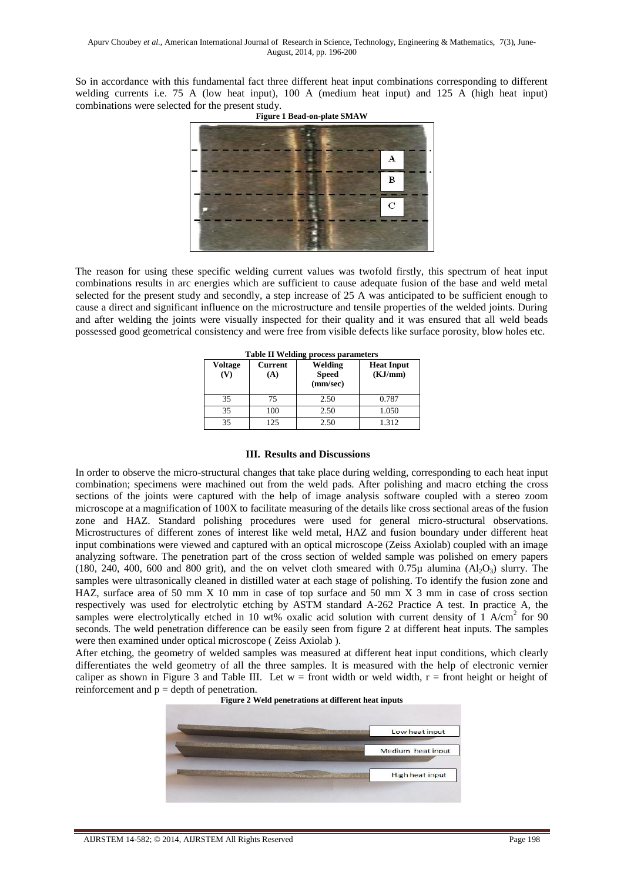So in accordance with this fundamental fact three different heat input combinations corresponding to different welding currents i.e. 75 A (low heat input), 100 A (medium heat input) and 125 A (high heat input) combinations were selected for the present study.

**Figure 1 Bead-on-plate SMAW**

The reason for using these specific welding current values was twofold firstly, this spectrum of heat input combinations results in arc energies which are sufficient to cause adequate fusion of the base and weld metal selected for the present study and secondly, a step increase of 25 A was anticipated to be sufficient enough to cause a direct and significant influence on the microstructure and tensile properties of the welded joints. During and after welding the joints were visually inspected for their quality and it was ensured that all weld beads possessed good geometrical consistency and were free from visible defects like surface porosity, blow holes etc.

**Table II Welding process parameters**

| Voltage (V) | Current (A) | Welding Speed (mm/sec) | Heat Input (KJ/mm) |
|---|---|---|---|
| 35 | 75 | 2.50 | 0.787 |
| 35 | 100 | 2.50 | 1.050 |
| 35 | 125 | 2.50 | 1.312 |

## III. Results and Discussions

In order to observe the micro-structural changes that take place during welding, corresponding to each heat input combination; specimens were machined out from the weld pads. After polishing and macro etching the cross sections of the joints were captured with the help of image analysis software coupled with a stereo zoom microscope at a magnification of 100X to facilitate measuring of the details like cross sectional areas of the fusion zone and HAZ. Standard polishing procedures were used for general micro-structural observations. Microstructures of different zones of interest like weld metal, HAZ and fusion boundary under different heat input combinations were viewed and captured with an optical microscope (Zeiss Axiolab) coupled with an image analyzing software. The penetration part of the cross section of welded sample was polished on emery papers (180, 240, 400, 600 and 800 grit), and the on velvet cloth smeared with 0.75μ alumina ($Al_2O_3$) slurry. The samples were ultrasonically cleaned in distilled water at each stage of polishing. To identify the fusion zone and HAZ, surface area of 50 mm X 10 mm in case of top surface and 50 mm X 3 mm in case of cross section respectively was used for electrolytic etching by ASTM standard A-262 Practice A test. In practice A, the samples were electrolytically etched in 10 wt% oxalic acid solution with current density of 1 $A/cm^2$ for 90 seconds. The weld penetration difference can be easily seen from figure 2 at different heat inputs. The samples were then examined under optical microscope ( Zeiss Axiolab ).

After etching, the geometry of welded samples was measured at different heat input conditions, which clearly differentiates the weld geometry of all the three samples. It is measured with the help of electronic vernier caliper as shown in Figure 3 and Table III. Let w = front width or weld width, r = front height or height of reinforcement and p = depth of penetration.

**Figure 2 Weld penetrations at different heat inputs**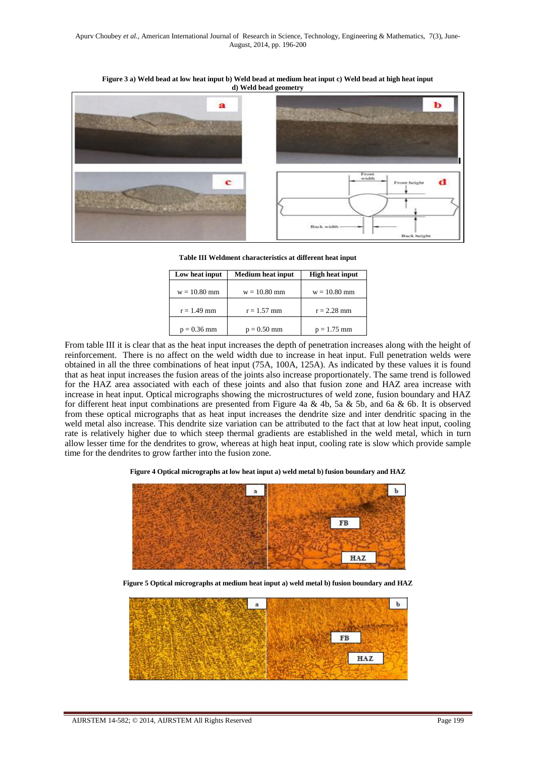**Figure 3 a) Weld bead at low heat input b) Weld bead at medium heat input c) Weld bead at high heat input d) Weld bead geometry**

**Table III Weldment characteristics at different heat input**

| Low heat input | Medium heat input | High heat input |
|---|---|---|
| w = 10.80 mm | w = 10.80 mm | w = 10.80 mm |
| r = 1.49 mm | r = 1.57 mm | r = 2.28 mm |
| p = 0.36 mm | p = 0.50 mm | p = 1.75 mm |

From table III it is clear that as the heat input increases the depth of penetration increases along with the height of reinforcement. There is no affect on the weld width due to increase in heat input. Full penetration welds were obtained in all the three combinations of heat input (75A, 100A, 125A). As indicated by these values it is found that as heat input increases the fusion areas of the joints also increase proportionately. The same trend is followed for the HAZ area associated with each of these joints and also that fusion zone and HAZ area increase with increase in heat input. Optical micrographs showing the microstructures of weld zone, fusion boundary and HAZ for different heat input combinations are presented from Figure 4a & 4b, 5a & 5b, and 6a & 6b. It is observed from these optical micrographs that as heat input increases the dendrite size and inter dendritic spacing in the weld metal also increase. This dendrite size variation can be attributed to the fact that at low heat input, cooling rate is relatively higher due to which steep thermal gradients are established in the weld metal, which in turn allow lesser time for the dendrites to grow, whereas at high heat input, cooling rate is slow which provide sample time for the dendrites to grow farther into the fusion zone.

**Figure 4 Optical micrographs at low heat input a) weld metal b) fusion boundary and HAZ**

**Figure 5 Optical micrographs at medium heat input a) weld metal b) fusion boundary and HAZ**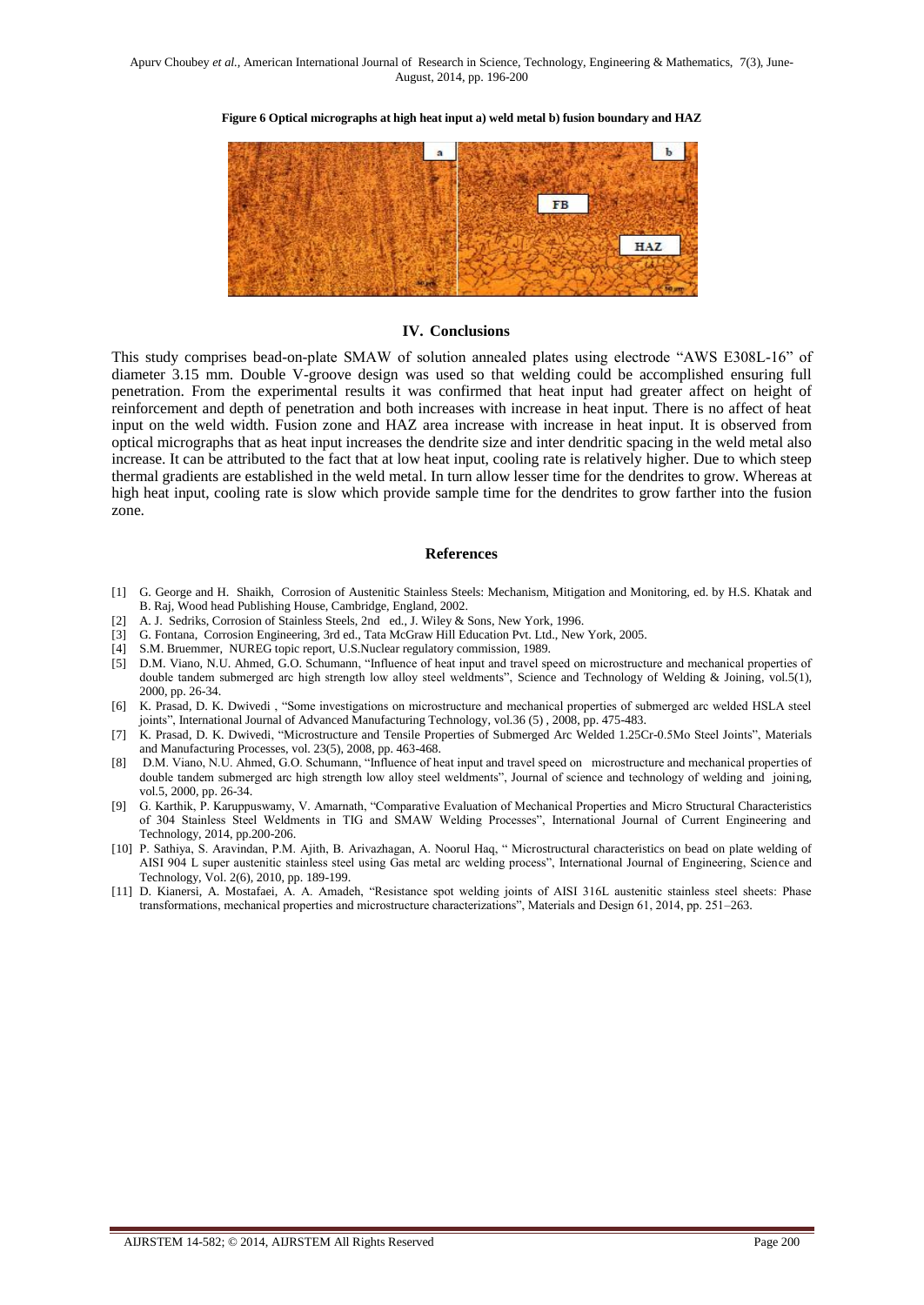**Figure 6 Optical micrographs at high heat input a) weld metal b) fusion boundary and HAZ**

## IV. Conclusions

This study comprises bead-on-plate SMAW of solution annealed plates using electrode "AWS E308L-16" of diameter 3.15 mm. Double V-groove design was used so that welding could be accomplished ensuring full penetration. From the experimental results it was confirmed that heat input had greater affect on height of reinforcement and depth of penetration and both increases with increase in heat input. There is no affect of heat input on the weld width. Fusion zone and HAZ area increase with increase in heat input. It is observed from optical micrographs that as heat input increases the dendrite size and inter dendritic spacing in the weld metal also increase. It can be attributed to the fact that at low heat input, cooling rate is relatively higher. Due to which steep thermal gradients are established in the weld metal. In turn allow lesser time for the dendrites to grow. Whereas at high heat input, cooling rate is slow which provide sample time for the dendrites to grow farther into the fusion zone.

## References

[1] G. George and H. Shaikh, Corrosion of Austenitic Stainless Steels: Mechanism, Mitigation and Monitoring, ed. by H.S. Khatak and B. Raj, Wood head Publishing House, Cambridge, England, 2002.

[2] A. J. Sedriks, Corrosion of Stainless Steels, 2nd ed., J. Wiley & Sons, New York, 1996.

[3] G. Fontana, Corrosion Engineering, 3rd ed., Tata McGraw Hill Education Pvt. Ltd., New York, 2005.

[4] S.M. Bruemmer, NUREG topic report, U.S.Nuclear regulatory commission, 1989.

[5] D.M. Viano, N.U. Ahmed, G.O. Schumann, "Influence of heat input and travel speed on microstructure and mechanical properties of double tandem submerged arc high strength low alloy steel weldments", Science and Technology of Welding & Joining, vol.5(1), 2000, pp. 26-34.

[6] K. Prasad, D. K. Dwivedi , "Some investigations on microstructure and mechanical properties of submerged arc welded HSLA steel joints", International Journal of Advanced Manufacturing Technology, vol.36 (5) , 2008, pp. 475-483.

[7] K. Prasad, D. K. Dwivedi, "Microstructure and Tensile Properties of Submerged Arc Welded 1.25Cr-0.5Mo Steel Joints", Materials and Manufacturing Processes, vol. 23(5), 2008, pp. 463-468.

[8] D.M. Viano, N.U. Ahmed, G.O. Schumann, "Influence of heat input and travel speed on microstructure and mechanical properties of double tandem submerged arc high strength low alloy steel weldments", Journal of science and technology of welding and joining, vol.5, 2000, pp. 26-34.

[9] G. Karthik, P. Karuppuswamy, V. Amarnath, "Comparative Evaluation of Mechanical Properties and Micro Structural Characteristics of 304 Stainless Steel Weldments in TIG and SMAW Welding Processes", International Journal of Current Engineering and Technology, 2014, pp.200-206.

[10] P. Sathiya, S. Aravindan, P.M. Ajith, B. Arivazhagan, A. Noorul Haq, " Microstructural characteristics on bead on plate welding of AISI 904 L super austenitic stainless steel using Gas metal arc welding process", International Journal of Engineering, Science and Technology, Vol. 2(6), 2010, pp. 189-199.

[11] D. Kianersi, A. Mostafaei, A. A. Amadeh, "Resistance spot welding joints of AISI 316L austenitic stainless steel sheets: Phase transformations, mechanical properties and microstructure characterizations", Materials and Design 61, 2014, pp. 251–263.